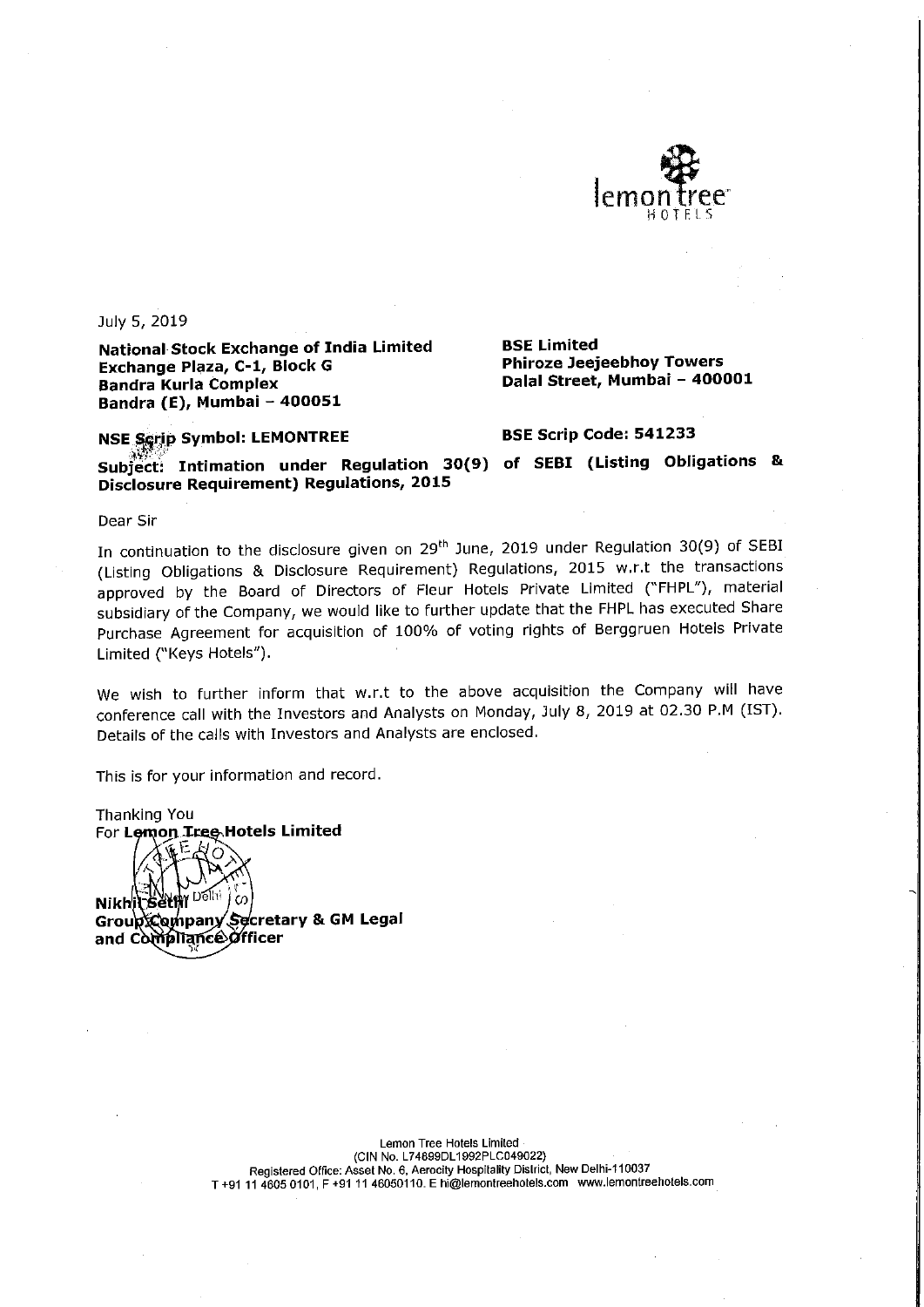July 5, 2019

**National Stock Exchange of India Limited**
**Exchange Plaza, C-1, Block G**
**Bandra Kurla Complex**
**Bandra (E), Mumbai – 400051**

**BSE Limited**
**Phiroze Jeejeebhoy Towers**
**Dalal Street, Mumbai – 400001**

**NSE Scrip Symbol: LEMONTREE**

**BSE Scrip Code: 541233**

**Subject: Intimation under Regulation 30(9) of SEBI (Listing Obligations & Disclosure Requirement) Regulations, 2015**

Dear Sir

In continuation to the disclosure given on 29th June, 2019 under Regulation 30(9) of SEBI (Listing Obligations & Disclosure Requirement) Regulations, 2015 w.r.t the transactions approved by the Board of Directors of Fleur Hotels Private Limited ("FHPL"), material subsidiary of the Company, we would like to further update that the FHPL has executed Share Purchase Agreement for acquisition of 100% of voting rights of Berggruen Hotels Private Limited ("Keys Hotels").

We wish to further inform that w.r.t to the above acquisition the Company will have conference call with the Investors and Analysts on Monday, July 8, 2019 at 02.30 P.M (IST). Details of the calls with Investors and Analysts are enclosed.

This is for your information and record.

Thanking You
For **Lemon Tree Hotels Limited**

**Nikhil Sethi**
**Group Company Secretary & GM Legal and Compliance Officer**

Lemon Tree Hotels Limited
(CIN No. L74899DL1992PLC049022)
Registered Office: Asset No. 6, Aerocity Hospitality District, New Delhi-110037
T +91 11 4605 0101, F +91 11 46050110. E hi@lemontreehotels.com www.lemontreehotels.com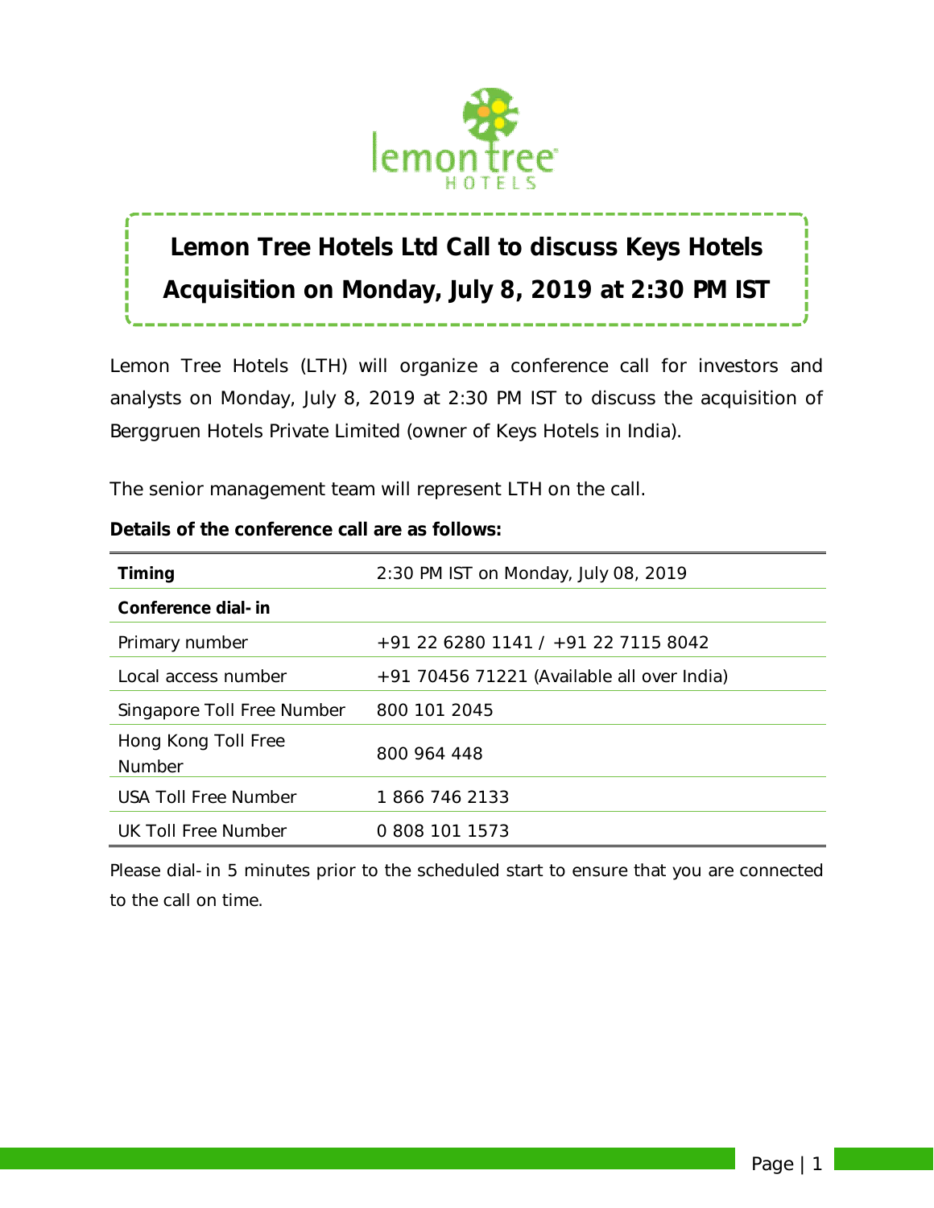# Lemon Tree Hotels Ltd Call to discuss Keys Hotels Acquisition on Monday, July 8, 2019 at 2:30 PM IST

Lemon Tree Hotels (LTH) will organize a conference call for investors and analysts on Monday, July 8, 2019 at 2:30 PM IST to discuss the acquisition of Berggruen Hotels Private Limited (owner of Keys Hotels in India).

The senior management team will represent LTH on the call.

**Details of the conference call are as follows:**

| **Timing** | 2:30 PM IST on Monday, July 08, 2019 |
|---|---|
| **Conference dial-in** | |
| Primary number | +91 22 6280 1141 / +91 22 7115 8042 |
| Local access number | +91 70456 71221 (Available all over India) |
| Singapore Toll Free Number | 800 101 2045 |
| Hong Kong Toll Free Number | 800 964 448 |
| USA Toll Free Number | 1 866 746 2133 |
| UK Toll Free Number | 0 808 101 1573 |

Please dial-in 5 minutes prior to the scheduled start to ensure that you are connected to the call on time.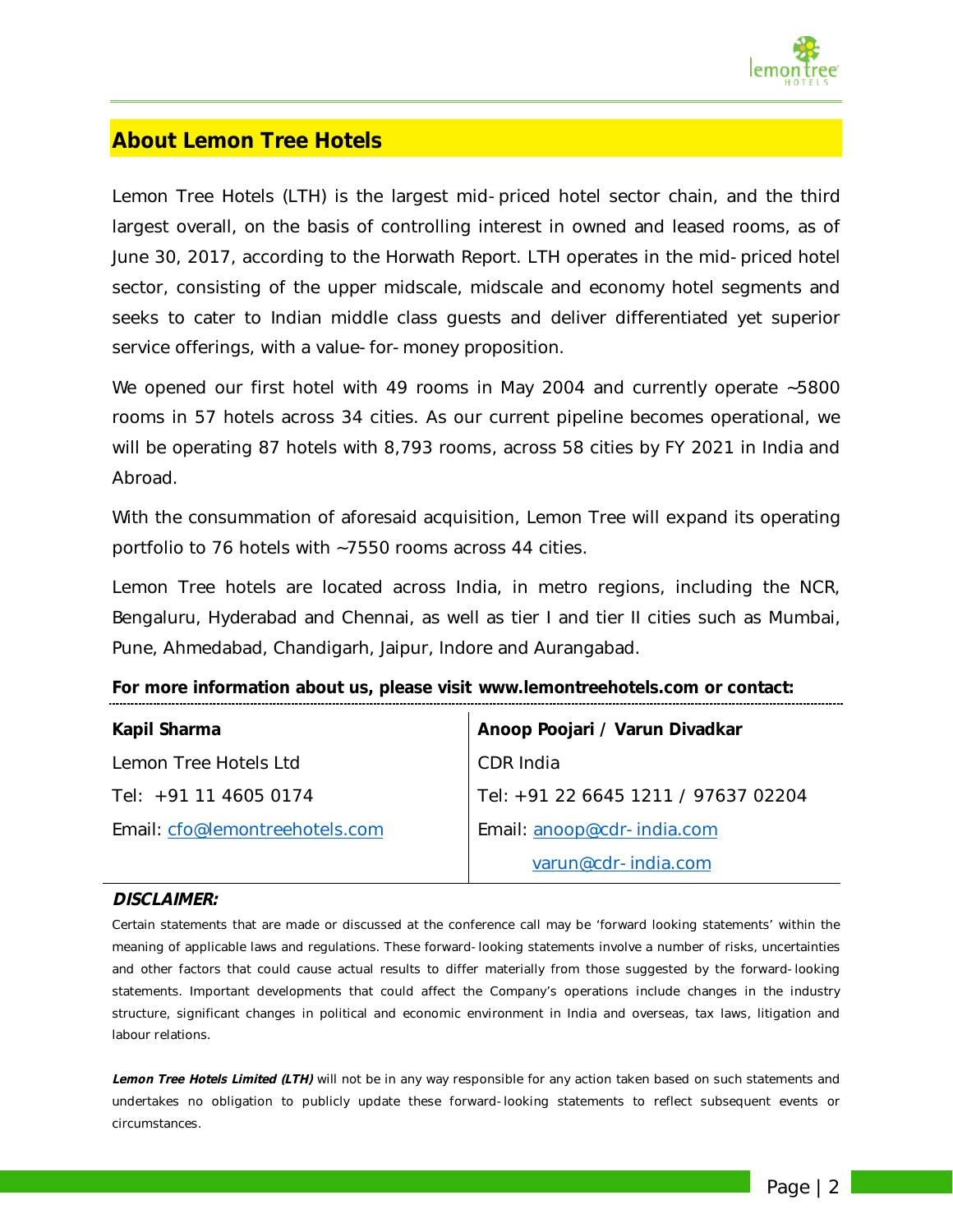## About Lemon Tree Hotels

Lemon Tree Hotels (LTH) is the largest mid-priced hotel sector chain, and the third largest overall, on the basis of controlling interest in owned and leased rooms, as of June 30, 2017, according to the Horwath Report. LTH operates in the mid-priced hotel sector, consisting of the upper midscale, midscale and economy hotel segments and seeks to cater to Indian middle class guests and deliver differentiated yet superior service offerings, with a value-for-money proposition.

We opened our first hotel with 49 rooms in May 2004 and currently operate ~5800 rooms in 57 hotels across 34 cities. As our current pipeline becomes operational, we will be operating 87 hotels with 8,793 rooms, across 58 cities by FY 2021 in India and Abroad.

With the consummation of aforesaid acquisition, Lemon Tree will expand its operating portfolio to 76 hotels with ~7550 rooms across 44 cities.

Lemon Tree hotels are located across India, in metro regions, including the NCR, Bengaluru, Hyderabad and Chennai, as well as tier I and tier II cities such as Mumbai, Pune, Ahmedabad, Chandigarh, Jaipur, Indore and Aurangabad.

**For more information about us, please visit www.lemontreehotels.com or contact:**

| **Kapil Sharma** | **Anoop Poojari / Varun Divadkar** |
|---|---|
| Lemon Tree Hotels Ltd | CDR India |
| Tel: +91 11 4605 0174 | Tel: +91 22 6645 1211 / 97637 02204 |
| Email: cfo@lemontreehotels.com | Email: anoop@cdr-india.com |
| | varun@cdr-india.com |

***DISCLAIMER:***

Certain statements that are made or discussed at the conference call may be 'forward looking statements' within the meaning of applicable laws and regulations. These forward-looking statements involve a number of risks, uncertainties and other factors that could cause actual results to differ materially from those suggested by the forward-looking statements. Important developments that could affect the Company's operations include changes in the industry structure, significant changes in political and economic environment in India and overseas, tax laws, litigation and labour relations.

***Lemon Tree Hotels Limited (LTH)*** will not be in any way responsible for any action taken based on such statements and undertakes no obligation to publicly update these forward-looking statements to reflect subsequent events or circumstances.